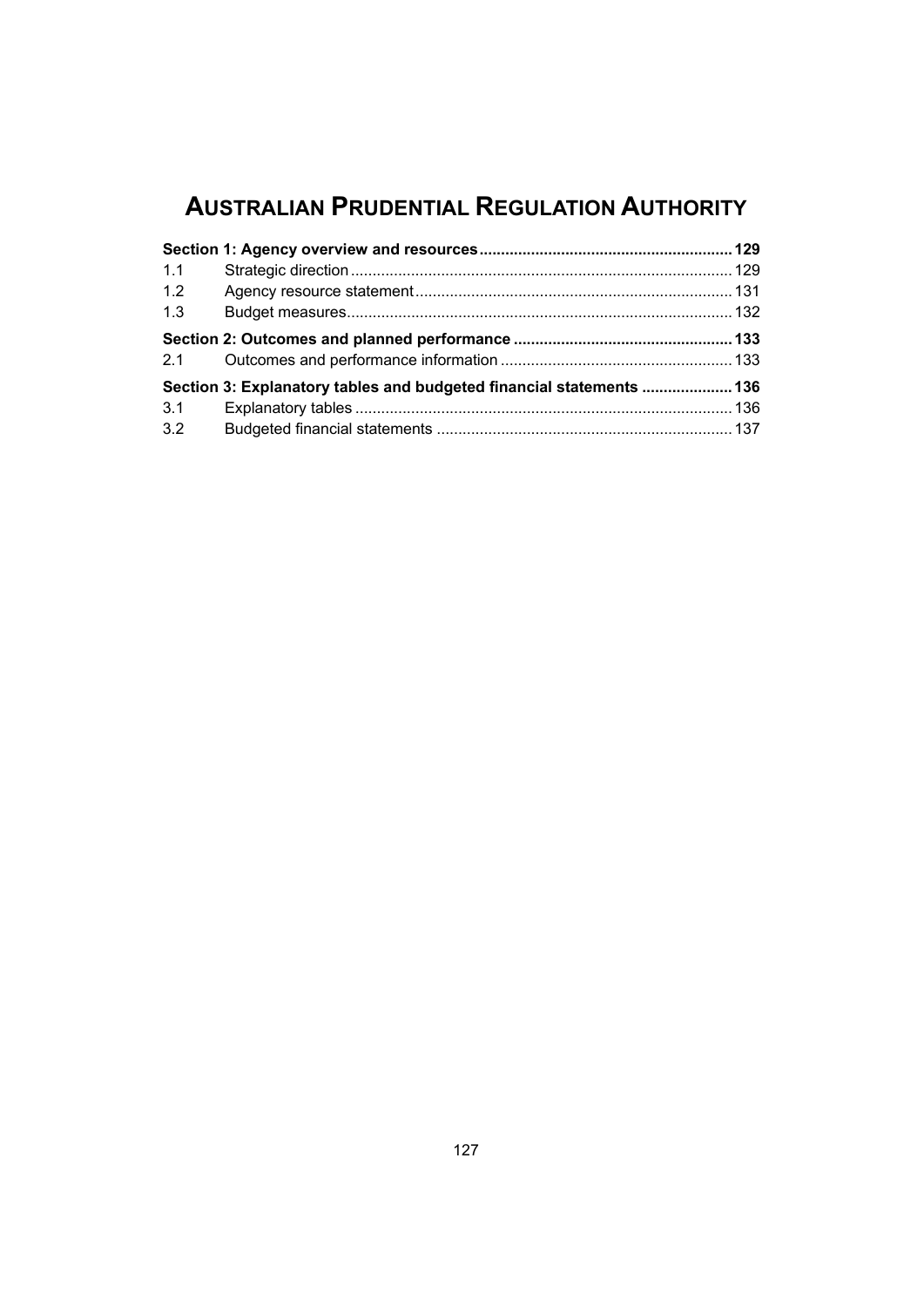# AUSTRALIAN PRUDENTIAL REGULATION AUTHORITY

| | | |
|---|---|---|
| **Section 1: Agency overview and resources** | | **129** |
| 1.1 | Strategic direction | 129 |
| 1.2 | Agency resource statement | 131 |
| 1.3 | Budget measures | 132 |
| **Section 2: Outcomes and planned performance** | | **133** |
| 2.1 | Outcomes and performance information | 133 |
| **Section 3: Explanatory tables and budgeted financial statements** | | **136** |
| 3.1 | Explanatory tables | 136 |
| 3.2 | Budgeted financial statements | 137 |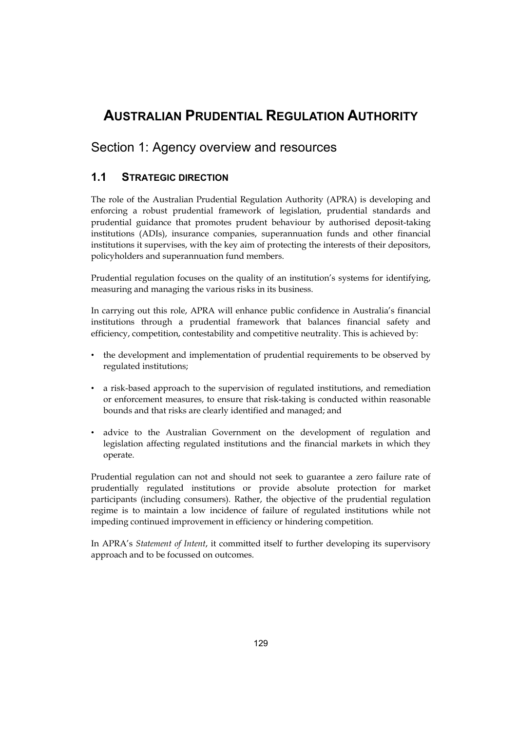# AUSTRALIAN PRUDENTIAL REGULATION AUTHORITY

## Section 1: Agency overview and resources

### 1.1 STRATEGIC DIRECTION

The role of the Australian Prudential Regulation Authority (APRA) is developing and enforcing a robust prudential framework of legislation, prudential standards and prudential guidance that promotes prudent behaviour by authorised deposit-taking institutions (ADIs), insurance companies, superannuation funds and other financial institutions it supervises, with the key aim of protecting the interests of their depositors, policyholders and superannuation fund members.

Prudential regulation focuses on the quality of an institution's systems for identifying, measuring and managing the various risks in its business.

In carrying out this role, APRA will enhance public confidence in Australia's financial institutions through a prudential framework that balances financial safety and efficiency, competition, contestability and competitive neutrality. This is achieved by:

- the development and implementation of prudential requirements to be observed by regulated institutions;
- a risk-based approach to the supervision of regulated institutions, and remediation or enforcement measures, to ensure that risk-taking is conducted within reasonable bounds and that risks are clearly identified and managed; and
- advice to the Australian Government on the development of regulation and legislation affecting regulated institutions and the financial markets in which they operate.

Prudential regulation can not and should not seek to guarantee a zero failure rate of prudentially regulated institutions or provide absolute protection for market participants (including consumers). Rather, the objective of the prudential regulation regime is to maintain a low incidence of failure of regulated institutions while not impeding continued improvement in efficiency or hindering competition.

In APRA's *Statement of Intent*, it committed itself to further developing its supervisory approach and to be focussed on outcomes.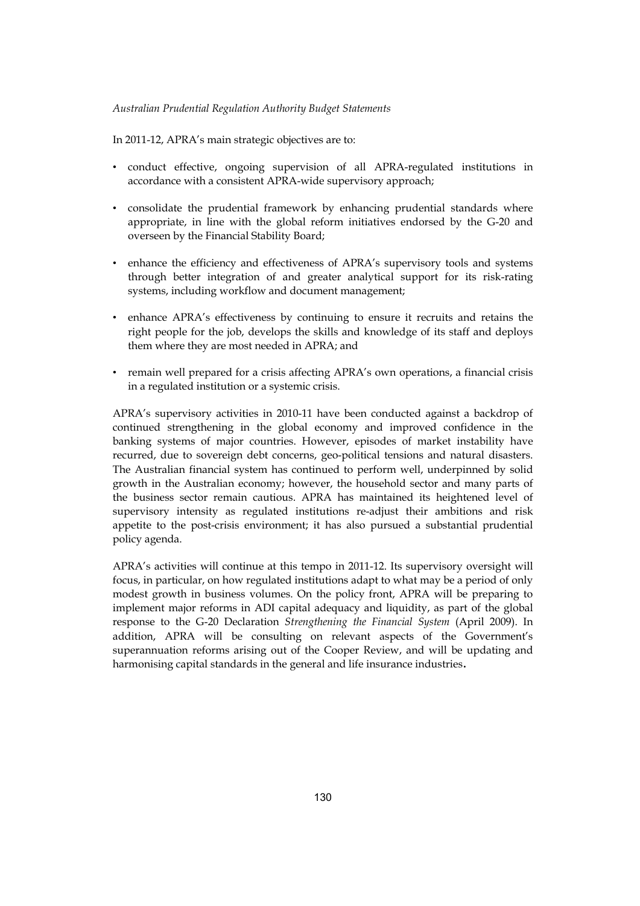In 2011-12, APRA's main strategic objectives are to:

- conduct effective, ongoing supervision of all APRA-regulated institutions in accordance with a consistent APRA-wide supervisory approach;
- consolidate the prudential framework by enhancing prudential standards where appropriate, in line with the global reform initiatives endorsed by the G-20 and overseen by the Financial Stability Board;
- enhance the efficiency and effectiveness of APRA's supervisory tools and systems through better integration of and greater analytical support for its risk-rating systems, including workflow and document management;
- enhance APRA's effectiveness by continuing to ensure it recruits and retains the right people for the job, develops the skills and knowledge of its staff and deploys them where they are most needed in APRA; and
- remain well prepared for a crisis affecting APRA's own operations, a financial crisis in a regulated institution or a systemic crisis.

APRA's supervisory activities in 2010-11 have been conducted against a backdrop of continued strengthening in the global economy and improved confidence in the banking systems of major countries. However, episodes of market instability have recurred, due to sovereign debt concerns, geo-political tensions and natural disasters. The Australian financial system has continued to perform well, underpinned by solid growth in the Australian economy; however, the household sector and many parts of the business sector remain cautious. APRA has maintained its heightened level of supervisory intensity as regulated institutions re-adjust their ambitions and risk appetite to the post-crisis environment; it has also pursued a substantial prudential policy agenda.

APRA's activities will continue at this tempo in 2011-12. Its supervisory oversight will focus, in particular, on how regulated institutions adapt to what may be a period of only modest growth in business volumes. On the policy front, APRA will be preparing to implement major reforms in ADI capital adequacy and liquidity, as part of the global response to the G-20 Declaration *Strengthening the Financial System* (April 2009). In addition, APRA will be consulting on relevant aspects of the Government's superannuation reforms arising out of the Cooper Review, and will be updating and harmonising capital standards in the general and life insurance industries.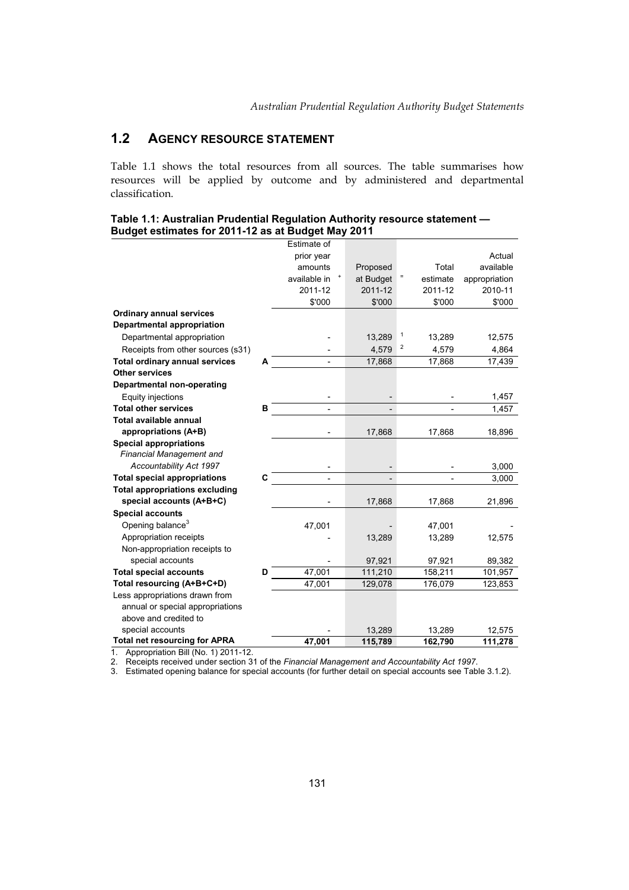## 1.2 AGENCY RESOURCE STATEMENT

Table 1.1 shows the total resources from all sources. The table summarises how resources will be applied by outcome and by administered and departmental classification.

**Table 1.1: Australian Prudential Regulation Authority resource statement — Budget estimates for 2011-12 as at Budget May 2011**

| | | Estimate of prior year amounts available in 2011-12 $'000 | + | Proposed at Budget 2011-12 $'000 | = | Total estimate 2011-12 $'000 | Actual available appropriation 2010-11 $'000 |
|---|---|---|---|---|---|---|---|
| **Ordinary annual services** | | | | | | | |
| **Departmental appropriation** | | | | | | | |
| Departmental appropriation | | - | | 13,289 | 1 | 13,289 | 12,575 |
| Receipts from other sources (s31) | | - | | 4,579 | 2 | 4,579 | 4,864 |
| **Total ordinary annual services** | **A** | - | | 17,868 | | 17,868 | 17,439 |
| **Other services** | | | | | | | |
| **Departmental non-operating** | | | | | | | |
| Equity injections | | - | | - | | - | 1,457 |
| **Total other services** | **B** | - | | - | | - | 1,457 |
| **Total available annual appropriations (A+B)** | | - | | 17,868 | | 17,868 | 18,896 |
| **Special appropriations** | | | | | | | |
| *Financial Management and Accountability Act 1997* | | - | | - | | - | 3,000 |
| **Total special appropriations** | **C** | - | | - | | - | 3,000 |
| **Total appropriations excluding special accounts (A+B+C)** | | - | | 17,868 | | 17,868 | 21,896 |
| **Special accounts** | | | | | | | |
| Opening balance[3] | | 47,001 | | - | | 47,001 | - |
| Appropriation receipts | | - | | 13,289 | | 13,289 | 12,575 |
| Non-appropriation receipts to special accounts | | - | | 97,921 | | 97,921 | 89,382 |
| **Total special accounts** | **D** | 47,001 | | 111,210 | | 158,211 | 101,957 |
| **Total resourcing (A+B+C+D)** | | 47,001 | | 129,078 | | 176,079 | 123,853 |
| Less appropriations drawn from annual or special appropriations above and credited to special accounts | | - | | 13,289 | | 13,289 | 12,575 |
| **Total net resourcing for APRA** | | **47,001** | | **115,789** | | **162,790** | **111,278** |

1. Appropriation Bill (No. 1) 2011-12.
2. Receipts received under section 31 of the *Financial Management and Accountability Act 1997*.
3. Estimated opening balance for special accounts (for further detail on special accounts see Table 3.1.2).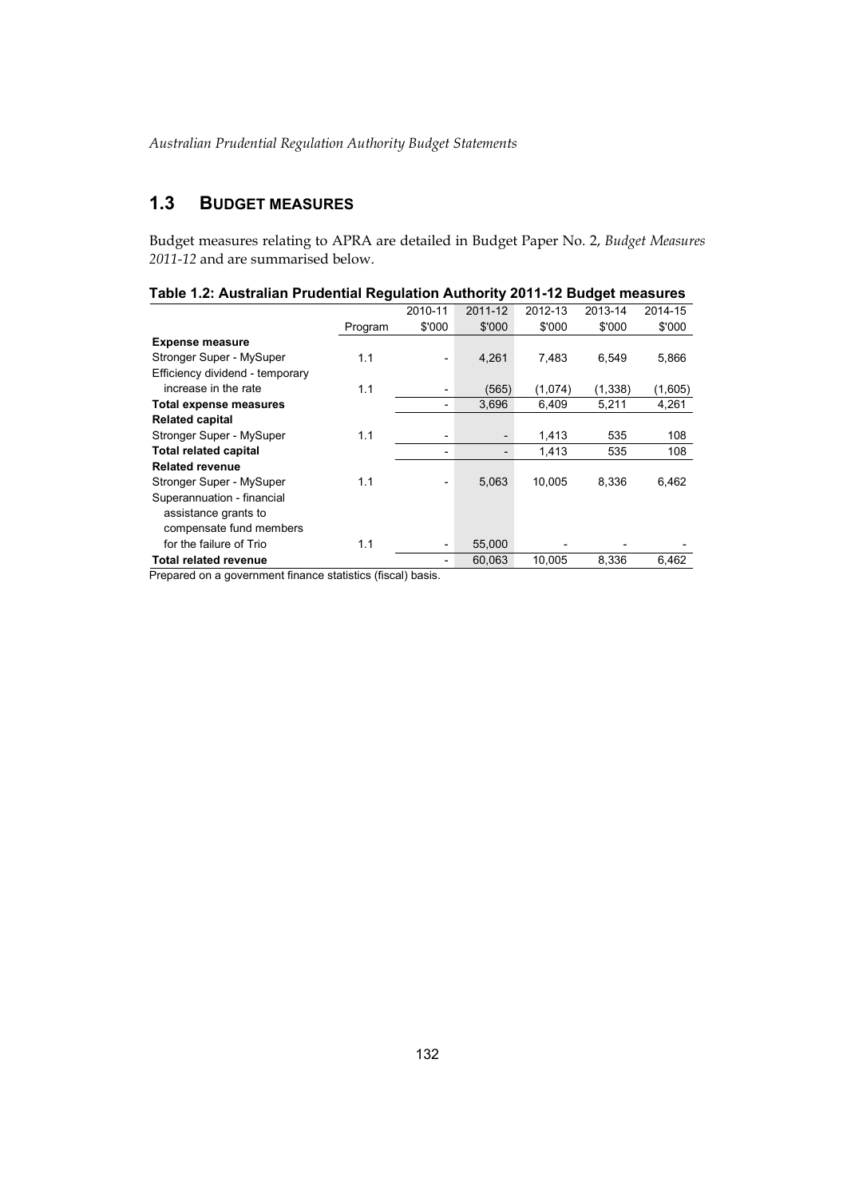## 1.3 BUDGET MEASURES

Budget measures relating to APRA are detailed in Budget Paper No. 2, *Budget Measures 2011-12* and are summarised below.

**Table 1.2: Australian Prudential Regulation Authority 2011-12 Budget measures**

| | Program | 2010-11 $'000 | 2011-12 $'000 | 2012-13 $'000 | 2013-14 $'000 | 2014-15 $'000 |
|---|---|---|---|---|---|---|
| **Expense measure** | | | | | | |
| Stronger Super - MySuper | 1.1 | - | 4,261 | 7,483 | 6,549 | 5,866 |
| Efficiency dividend - temporary increase in the rate | 1.1 | - | (565) | (1,074) | (1,338) | (1,605) |
| **Total expense measures** | | - | 3,696 | 6,409 | 5,211 | 4,261 |
| **Related capital** | | | | | | |
| Stronger Super - MySuper | 1.1 | - | - | 1,413 | 535 | 108 |
| **Total related capital** | | - | - | 1,413 | 535 | 108 |
| **Related revenue** | | | | | | |
| Stronger Super - MySuper | 1.1 | - | 5,063 | 10,005 | 8,336 | 6,462 |
| Superannuation - financial assistance grants to compensate fund members for the failure of Trio | 1.1 | - | 55,000 | - | - | - |
| **Total related revenue** | | - | 60,063 | 10,005 | 8,336 | 6,462 |

Prepared on a government finance statistics (fiscal) basis.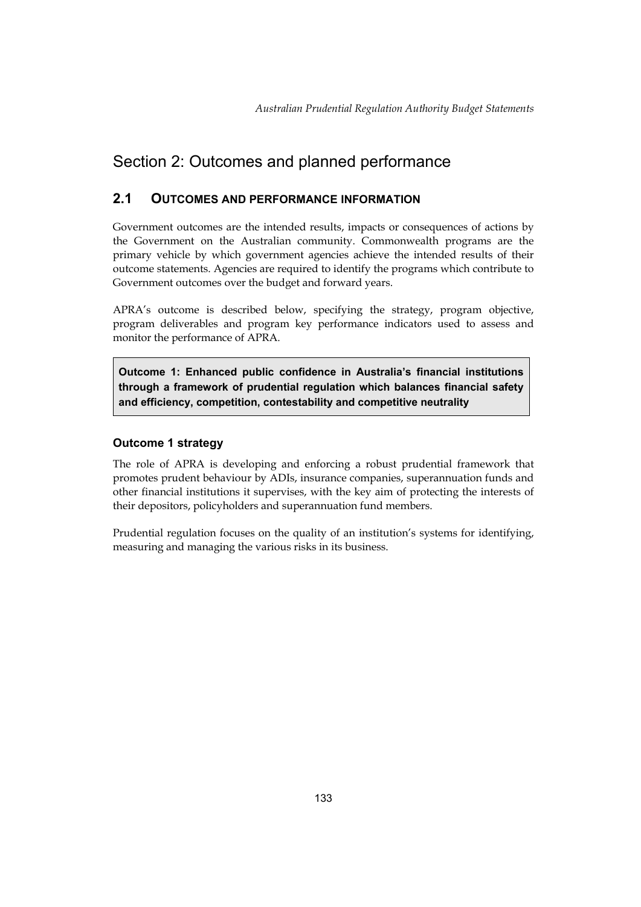# Section 2: Outcomes and planned performance

## 2.1 OUTCOMES AND PERFORMANCE INFORMATION

Government outcomes are the intended results, impacts or consequences of actions by the Government on the Australian community. Commonwealth programs are the primary vehicle by which government agencies achieve the intended results of their outcome statements. Agencies are required to identify the programs which contribute to Government outcomes over the budget and forward years.

APRA's outcome is described below, specifying the strategy, program objective, program deliverables and program key performance indicators used to assess and monitor the performance of APRA.

**Outcome 1: Enhanced public confidence in Australia's financial institutions through a framework of prudential regulation which balances financial safety and efficiency, competition, contestability and competitive neutrality**

### Outcome 1 strategy

The role of APRA is developing and enforcing a robust prudential framework that promotes prudent behaviour by ADIs, insurance companies, superannuation funds and other financial institutions it supervises, with the key aim of protecting the interests of their depositors, policyholders and superannuation fund members.

Prudential regulation focuses on the quality of an institution's systems for identifying, measuring and managing the various risks in its business.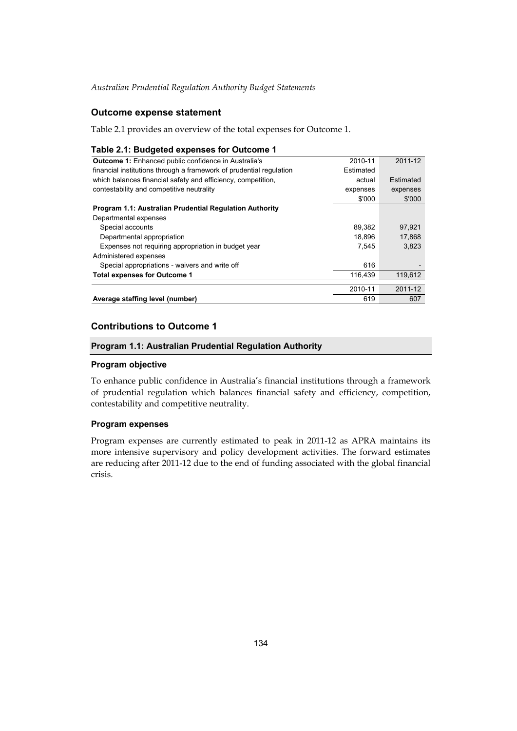## Outcome expense statement

Table 2.1 provides an overview of the total expenses for Outcome 1.

**Table 2.1: Budgeted expenses for Outcome 1**

| **Outcome 1:** Enhanced public confidence in Australia's financial institutions through a framework of prudential regulation which balances financial safety and efficiency, competition, contestability and competitive neutrality | 2010-11 Estimated actual expenses $'000 | 2011-12 Estimated expenses $'000 |
|---|---|---|
| **Program 1.1: Australian Prudential Regulation Authority** | | |
| Departmental expenses | | |
| Special accounts | 89,382 | 97,921 |
| Departmental appropriation | 18,896 | 17,868 |
| Expenses not requiring appropriation in budget year | 7,545 | 3,823 |
| Administered expenses | | |
| Special appropriations - waivers and write off | 616 | - |
| **Total expenses for Outcome 1** | 116,439 | 119,612 |
| | 2010-11 | 2011-12 |
| **Average staffing level (number)** | 619 | 607 |

## Contributions to Outcome 1

### Program 1.1: Australian Prudential Regulation Authority

#### Program objective

To enhance public confidence in Australia's financial institutions through a framework of prudential regulation which balances financial safety and efficiency, competition, contestability and competitive neutrality.

#### Program expenses

Program expenses are currently estimated to peak in 2011-12 as APRA maintains its more intensive supervisory and policy development activities. The forward estimates are reducing after 2011-12 due to the end of funding associated with the global financial crisis.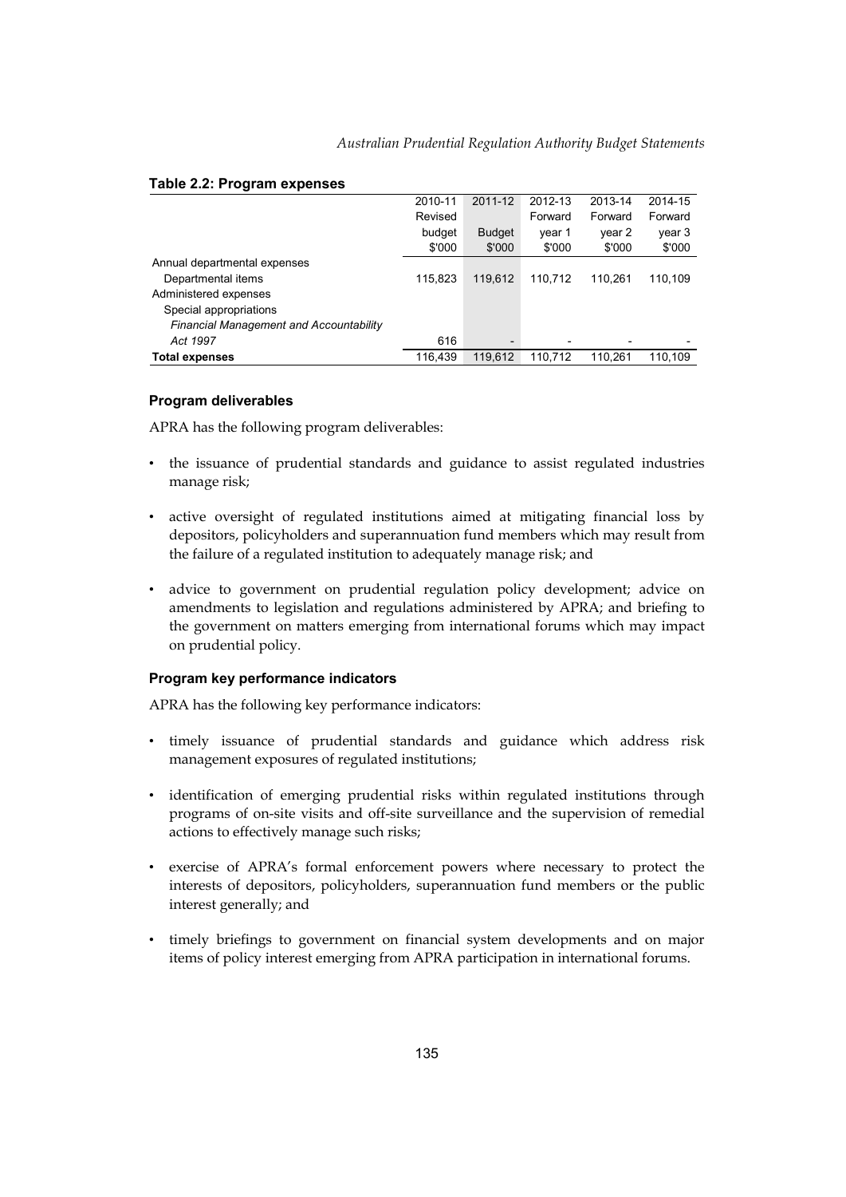**Table 2.2: Program expenses**

| | 2010-11 Revised budget $'000 | 2011-12 Budget $'000 | 2012-13 Forward year 1 $'000 | 2013-14 Forward year 2 $'000 | 2014-15 Forward year 3 $'000 |
|---|---|---|---|---|---|
| Annual departmental expenses | | | | | |
| Departmental items | 115,823 | 119,612 | 110,712 | 110,261 | 110,109 |
| Administered expenses | | | | | |
| Special appropriations | | | | | |
| *Financial Management and Accountability Act 1997* | 616 | - | - | - | - |
| **Total expenses** | 116,439 | 119,612 | 110,712 | 110,261 | 110,109 |

### Program deliverables

APRA has the following program deliverables:

- the issuance of prudential standards and guidance to assist regulated industries manage risk;
- active oversight of regulated institutions aimed at mitigating financial loss by depositors, policyholders and superannuation fund members which may result from the failure of a regulated institution to adequately manage risk; and
- advice to government on prudential regulation policy development; advice on amendments to legislation and regulations administered by APRA; and briefing to the government on matters emerging from international forums which may impact on prudential policy.

### Program key performance indicators

APRA has the following key performance indicators:

- timely issuance of prudential standards and guidance which address risk management exposures of regulated institutions;
- identification of emerging prudential risks within regulated institutions through programs of on-site visits and off-site surveillance and the supervision of remedial actions to effectively manage such risks;
- exercise of APRA's formal enforcement powers where necessary to protect the interests of depositors, policyholders, superannuation fund members or the public interest generally; and
- timely briefings to government on financial system developments and on major items of policy interest emerging from APRA participation in international forums.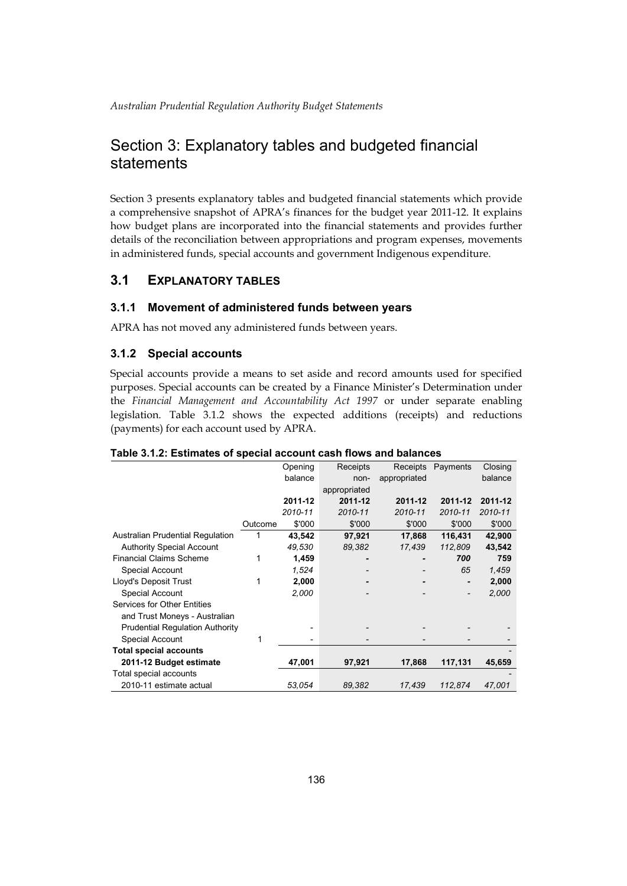# Section 3: Explanatory tables and budgeted financial statements

Section 3 presents explanatory tables and budgeted financial statements which provide a comprehensive snapshot of APRA's finances for the budget year 2011-12. It explains how budget plans are incorporated into the financial statements and provides further details of the reconciliation between appropriations and program expenses, movements in administered funds, special accounts and government Indigenous expenditure.

## 3.1 EXPLANATORY TABLES

### 3.1.1 Movement of administered funds between years

APRA has not moved any administered funds between years.

### 3.1.2 Special accounts

Special accounts provide a means to set aside and record amounts used for specified purposes. Special accounts can be created by a Finance Minister's Determination under the *Financial Management and Accountability Act 1997* or under separate enabling legislation. Table 3.1.2 shows the expected additions (receipts) and reductions (payments) for each account used by APRA.

**Table 3.1.2: Estimates of special account cash flows and balances**

| | Outcome | Opening balance | Receipts non-appropriated | Receipts appropriated | Payments | Closing balance |
|---|---|---|---|---|---|---|
| | | **2011-12** | **2011-12** | **2011-12** | **2011-12** | **2011-12** |
| | | *2010-11* | *2010-11* | *2010-11* | *2010-11* | *2010-11* |
| | | $'000 | $'000 | $'000 | $'000 | $'000 |
| Australian Prudential Regulation Authority Special Account | 1 | **43,542** | **97,921** | **17,868** | **116,431** | **42,900** |
| | | *49,530* | *89,382* | *17,439* | *112,809* | *43,542* |
| Financial Claims Scheme Special Account | 1 | **1,459** | **-** | **-** | ***700*** | **759** |
| | | *1,524* | - | - | *65* | *1,459* |
| Lloyd's Deposit Trust Special Account | 1 | **2,000** | **-** | **-** | **-** | **2,000** |
| | | *2,000* | - | - | - | *2,000* |
| Services for Other Entities and Trust Moneys - Australian Prudential Regulation Authority Special Account | 1 | - | - | - | - | - |
| | | - | - | - | - | - |
| **Total special accounts** | | | | | | - |
| **2011-12 Budget estimate** | | **47,001** | **97,921** | **17,868** | **117,131** | **45,659** |
| Total special accounts | | | | | | - |
| 2010-11 estimate actual | | *53,054* | *89,382* | *17,439* | *112,874* | *47,001* |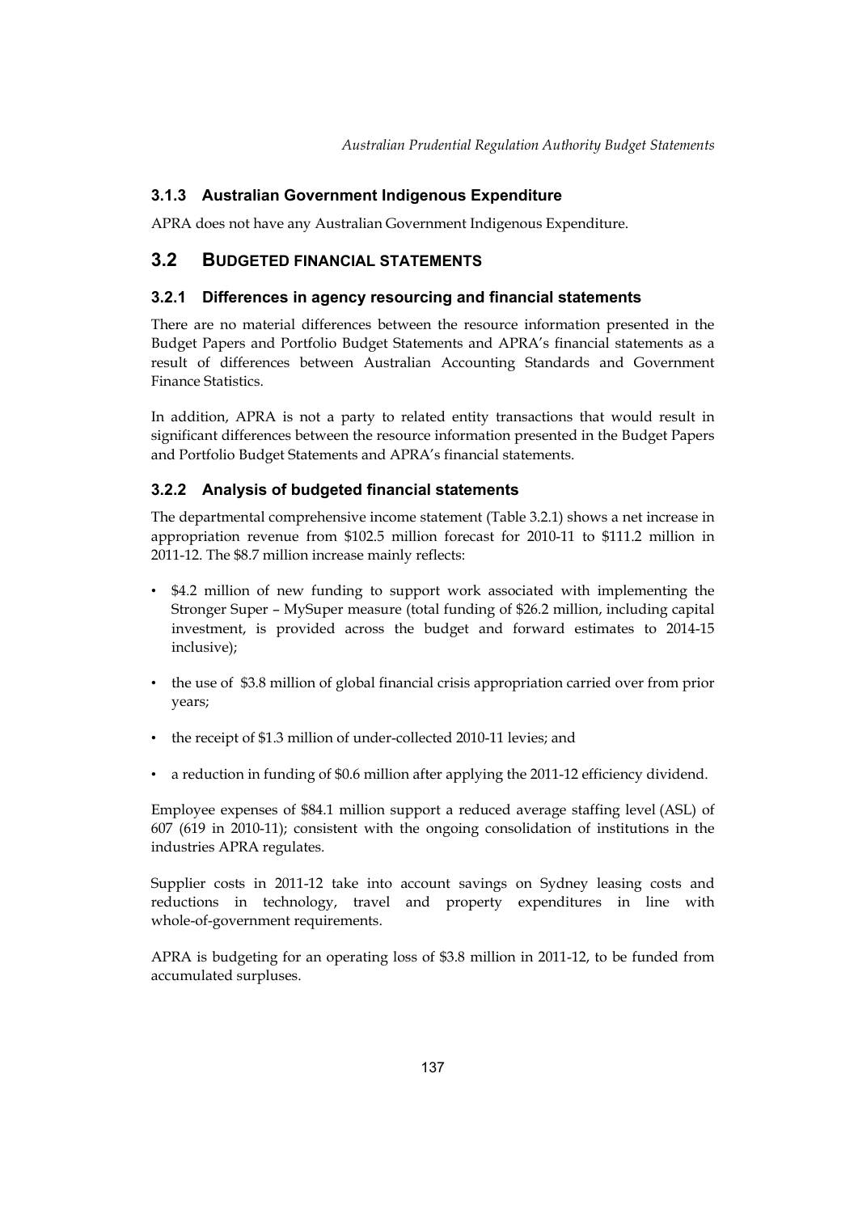### 3.1.3 Australian Government Indigenous Expenditure

APRA does not have any Australian Government Indigenous Expenditure.

## 3.2 BUDGETED FINANCIAL STATEMENTS

### 3.2.1 Differences in agency resourcing and financial statements

There are no material differences between the resource information presented in the Budget Papers and Portfolio Budget Statements and APRA's financial statements as a result of differences between Australian Accounting Standards and Government Finance Statistics.

In addition, APRA is not a party to related entity transactions that would result in significant differences between the resource information presented in the Budget Papers and Portfolio Budget Statements and APRA's financial statements.

### 3.2.2 Analysis of budgeted financial statements

The departmental comprehensive income statement (Table 3.2.1) shows a net increase in appropriation revenue from $102.5 million forecast for 2010-11 to $111.2 million in 2011-12. The $8.7 million increase mainly reflects:

- $4.2 million of new funding to support work associated with implementing the Stronger Super – MySuper measure (total funding of $26.2 million, including capital investment, is provided across the budget and forward estimates to 2014-15 inclusive);
- the use of $3.8 million of global financial crisis appropriation carried over from prior years;
- the receipt of $1.3 million of under-collected 2010-11 levies; and
- a reduction in funding of $0.6 million after applying the 2011-12 efficiency dividend.

Employee expenses of $84.1 million support a reduced average staffing level (ASL) of 607 (619 in 2010-11); consistent with the ongoing consolidation of institutions in the industries APRA regulates.

Supplier costs in 2011-12 take into account savings on Sydney leasing costs and reductions in technology, travel and property expenditures in line with whole-of-government requirements.

APRA is budgeting for an operating loss of $3.8 million in 2011-12, to be funded from accumulated surpluses.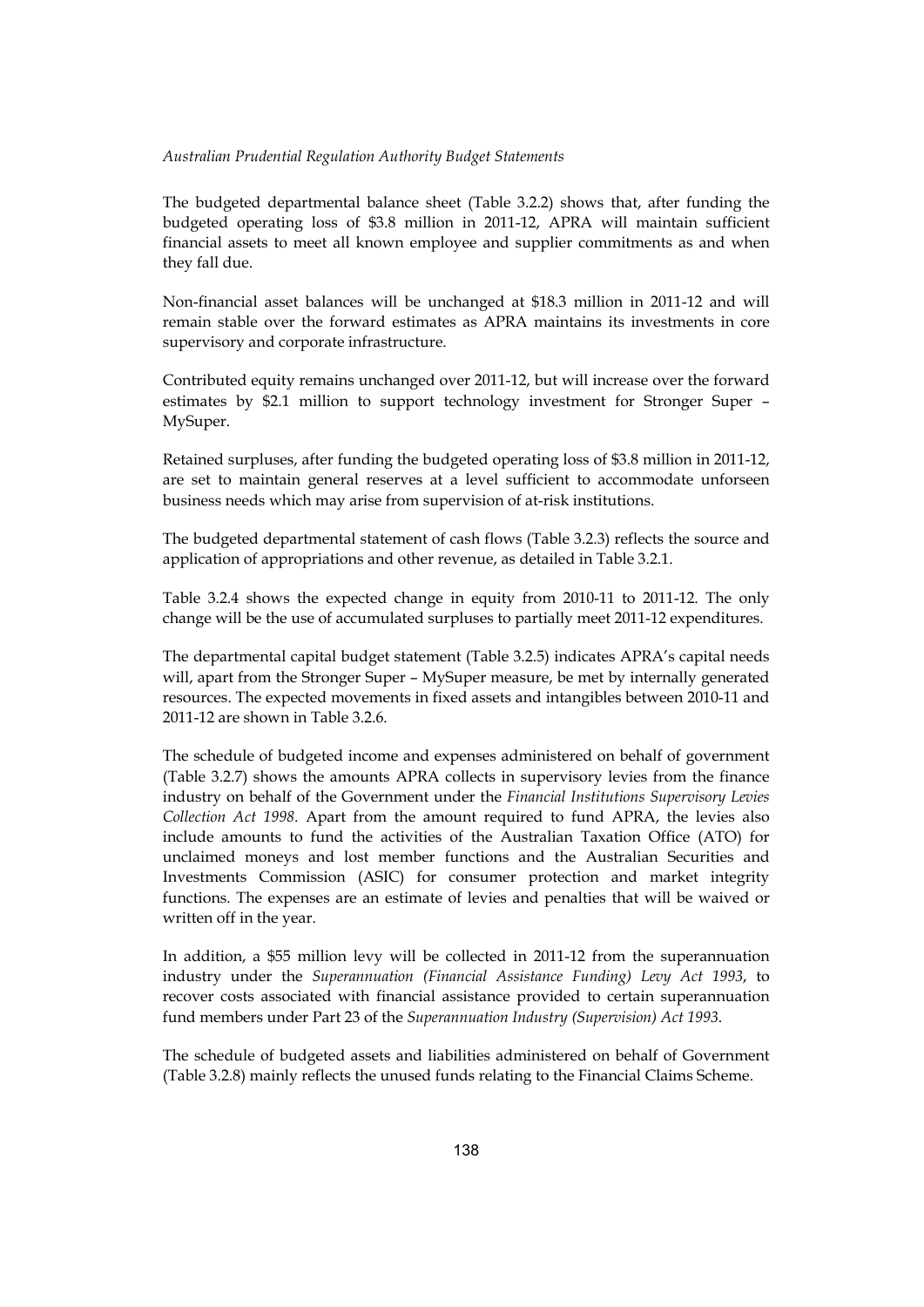The budgeted departmental balance sheet (Table 3.2.2) shows that, after funding the budgeted operating loss of $3.8 million in 2011-12, APRA will maintain sufficient financial assets to meet all known employee and supplier commitments as and when they fall due.

Non-financial asset balances will be unchanged at $18.3 million in 2011-12 and will remain stable over the forward estimates as APRA maintains its investments in core supervisory and corporate infrastructure.

Contributed equity remains unchanged over 2011-12, but will increase over the forward estimates by $2.1 million to support technology investment for Stronger Super – MySuper.

Retained surpluses, after funding the budgeted operating loss of $3.8 million in 2011-12, are set to maintain general reserves at a level sufficient to accommodate unforseen business needs which may arise from supervision of at-risk institutions.

The budgeted departmental statement of cash flows (Table 3.2.3) reflects the source and application of appropriations and other revenue, as detailed in Table 3.2.1.

Table 3.2.4 shows the expected change in equity from 2010-11 to 2011-12. The only change will be the use of accumulated surpluses to partially meet 2011-12 expenditures.

The departmental capital budget statement (Table 3.2.5) indicates APRA's capital needs will, apart from the Stronger Super – MySuper measure, be met by internally generated resources. The expected movements in fixed assets and intangibles between 2010-11 and 2011-12 are shown in Table 3.2.6.

The schedule of budgeted income and expenses administered on behalf of government (Table 3.2.7) shows the amounts APRA collects in supervisory levies from the finance industry on behalf of the Government under the *Financial Institutions Supervisory Levies Collection Act 1998*. Apart from the amount required to fund APRA, the levies also include amounts to fund the activities of the Australian Taxation Office (ATO) for unclaimed moneys and lost member functions and the Australian Securities and Investments Commission (ASIC) for consumer protection and market integrity functions. The expenses are an estimate of levies and penalties that will be waived or written off in the year.

In addition, a $55 million levy will be collected in 2011-12 from the superannuation industry under the *Superannuation (Financial Assistance Funding) Levy Act 1993*, to recover costs associated with financial assistance provided to certain superannuation fund members under Part 23 of the *Superannuation Industry (Supervision) Act 1993*.

The schedule of budgeted assets and liabilities administered on behalf of Government (Table 3.2.8) mainly reflects the unused funds relating to the Financial Claims Scheme.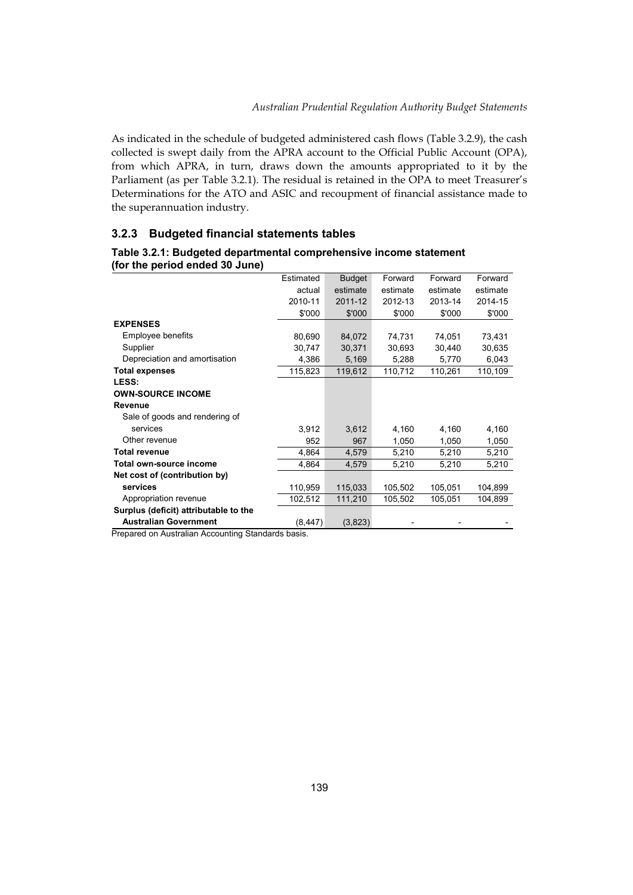As indicated in the schedule of budgeted administered cash flows (Table 3.2.9), the cash collected is swept daily from the APRA account to the Official Public Account (OPA), from which APRA, in turn, draws down the amounts appropriated to it by the Parliament (as per Table 3.2.1). The residual is retained in the OPA to meet Treasurer's Determinations for the ATO and ASIC and recoupment of financial assistance made to the superannuation industry.

### 3.2.3 Budgeted financial statements tables

**Table 3.2.1: Budgeted departmental comprehensive income statement (for the period ended 30 June)**

| | Estimated actual 2010-11 $'000 | Budget estimate 2011-12 $'000 | Forward estimate 2012-13 $'000 | Forward estimate 2013-14 $'000 | Forward estimate 2014-15 $'000 |
|---|---|---|---|---|---|
| **EXPENSES** | | | | | |
| Employee benefits | 80,690 | 84,072 | 74,731 | 74,051 | 73,431 |
| Supplier | 30,747 | 30,371 | 30,693 | 30,440 | 30,635 |
| Depreciation and amortisation | 4,386 | 5,169 | 5,288 | 5,770 | 6,043 |
| **Total expenses** | 115,823 | 119,612 | 110,712 | 110,261 | 110,109 |
| **LESS:** | | | | | |
| **OWN-SOURCE INCOME** | | | | | |
| **Revenue** | | | | | |
| Sale of goods and rendering of services | 3,912 | 3,612 | 4,160 | 4,160 | 4,160 |
| Other revenue | 952 | 967 | 1,050 | 1,050 | 1,050 |
| **Total revenue** | 4,864 | 4,579 | 5,210 | 5,210 | 5,210 |
| **Total own-source income** | 4,864 | 4,579 | 5,210 | 5,210 | 5,210 |
| **Net cost of (contribution by) services** | 110,959 | 115,033 | 105,502 | 105,051 | 104,899 |
| Appropriation revenue | 102,512 | 111,210 | 105,502 | 105,051 | 104,899 |
| **Surplus (deficit) attributable to the Australian Government** | (8,447) | (3,823) | - | - | - |

Prepared on Australian Accounting Standards basis.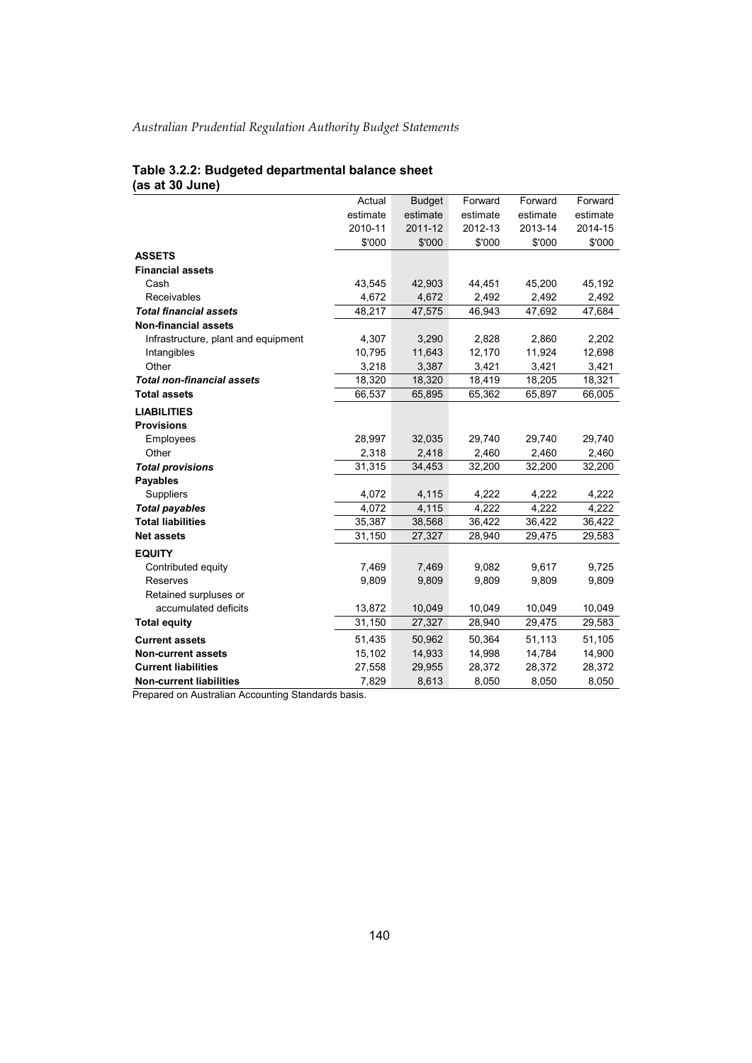**Table 3.2.2: Budgeted departmental balance sheet (as at 30 June)**

| | Actual estimate 2010-11 $'000 | Budget estimate 2011-12 $'000 | Forward estimate 2012-13 $'000 | Forward estimate 2013-14 $'000 | Forward estimate 2014-15 $'000 |
|---|---|---|---|---|---|
| **ASSETS** | | | | | |
| **Financial assets** | | | | | |
| Cash | 43,545 | 42,903 | 44,451 | 45,200 | 45,192 |
| Receivables | 4,672 | 4,672 | 2,492 | 2,492 | 2,492 |
| ***Total financial assets*** | 48,217 | 47,575 | 46,943 | 47,692 | 47,684 |
| **Non-financial assets** | | | | | |
| Infrastructure, plant and equipment | 4,307 | 3,290 | 2,828 | 2,860 | 2,202 |
| Intangibles | 10,795 | 11,643 | 12,170 | 11,924 | 12,698 |
| Other | 3,218 | 3,387 | 3,421 | 3,421 | 3,421 |
| ***Total non-financial assets*** | 18,320 | 18,320 | 18,419 | 18,205 | 18,321 |
| **Total assets** | 66,537 | 65,895 | 65,362 | 65,897 | 66,005 |
| **LIABILITIES** | | | | | |
| **Provisions** | | | | | |
| Employees | 28,997 | 32,035 | 29,740 | 29,740 | 29,740 |
| Other | 2,318 | 2,418 | 2,460 | 2,460 | 2,460 |
| ***Total provisions*** | 31,315 | 34,453 | 32,200 | 32,200 | 32,200 |
| **Payables** | | | | | |
| Suppliers | 4,072 | 4,115 | 4,222 | 4,222 | 4,222 |
| ***Total payables*** | 4,072 | 4,115 | 4,222 | 4,222 | 4,222 |
| **Total liabilities** | 35,387 | 38,568 | 36,422 | 36,422 | 36,422 |
| **Net assets** | 31,150 | 27,327 | 28,940 | 29,475 | 29,583 |
| **EQUITY** | | | | | |
| Contributed equity | 7,469 | 7,469 | 9,082 | 9,617 | 9,725 |
| Reserves | 9,809 | 9,809 | 9,809 | 9,809 | 9,809 |
| Retained surpluses or accumulated deficits | 13,872 | 10,049 | 10,049 | 10,049 | 10,049 |
| **Total equity** | 31,150 | 27,327 | 28,940 | 29,475 | 29,583 |
| **Current assets** | 51,435 | 50,962 | 50,364 | 51,113 | 51,105 |
| **Non-current assets** | 15,102 | 14,933 | 14,998 | 14,784 | 14,900 |
| **Current liabilities** | 27,558 | 29,955 | 28,372 | 28,372 | 28,372 |
| **Non-current liabilities** | 7,829 | 8,613 | 8,050 | 8,050 | 8,050 |

Prepared on Australian Accounting Standards basis.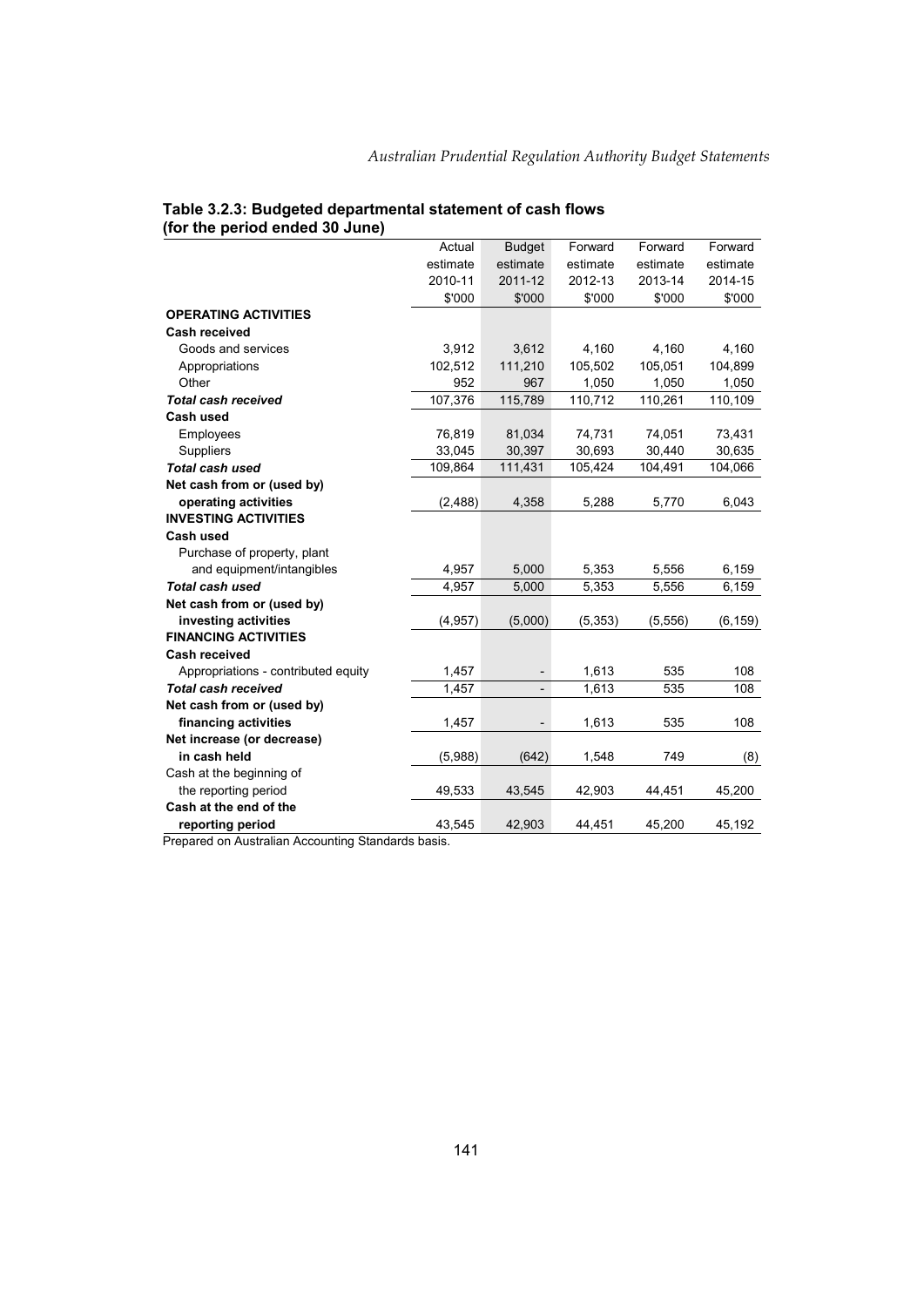**Table 3.2.3: Budgeted departmental statement of cash flows (for the period ended 30 June)**

| | Actual estimate 2010-11 $'000 | Budget estimate 2011-12 $'000 | Forward estimate 2012-13 $'000 | Forward estimate 2013-14 $'000 | Forward estimate 2014-15 $'000 |
|---|---|---|---|---|---|
| **OPERATING ACTIVITIES** | | | | | |
| **Cash received** | | | | | |
| Goods and services | 3,912 | 3,612 | 4,160 | 4,160 | 4,160 |
| Appropriations | 102,512 | 111,210 | 105,502 | 105,051 | 104,899 |
| Other | 952 | 967 | 1,050 | 1,050 | 1,050 |
| ***Total cash received*** | 107,376 | 115,789 | 110,712 | 110,261 | 110,109 |
| **Cash used** | | | | | |
| Employees | 76,819 | 81,034 | 74,731 | 74,051 | 73,431 |
| Suppliers | 33,045 | 30,397 | 30,693 | 30,440 | 30,635 |
| ***Total cash used*** | 109,864 | 111,431 | 105,424 | 104,491 | 104,066 |
| **Net cash from or (used by) operating activities** | (2,488) | 4,358 | 5,288 | 5,770 | 6,043 |
| **INVESTING ACTIVITIES** | | | | | |
| **Cash used** | | | | | |
| Purchase of property, plant and equipment/intangibles | 4,957 | 5,000 | 5,353 | 5,556 | 6,159 |
| ***Total cash used*** | 4,957 | 5,000 | 5,353 | 5,556 | 6,159 |
| **Net cash from or (used by) investing activities** | (4,957) | (5,000) | (5,353) | (5,556) | (6,159) |
| **FINANCING ACTIVITIES** | | | | | |
| **Cash received** | | | | | |
| Appropriations - contributed equity | 1,457 | - | 1,613 | 535 | 108 |
| ***Total cash received*** | 1,457 | - | 1,613 | 535 | 108 |
| **Net cash from or (used by) financing activities** | 1,457 | - | 1,613 | 535 | 108 |
| **Net increase (or decrease) in cash held** | (5,988) | (642) | 1,548 | 749 | (8) |
| Cash at the beginning of the reporting period | 49,533 | 43,545 | 42,903 | 44,451 | 45,200 |
| **Cash at the end of the reporting period** | 43,545 | 42,903 | 44,451 | 45,200 | 45,192 |

Prepared on Australian Accounting Standards basis.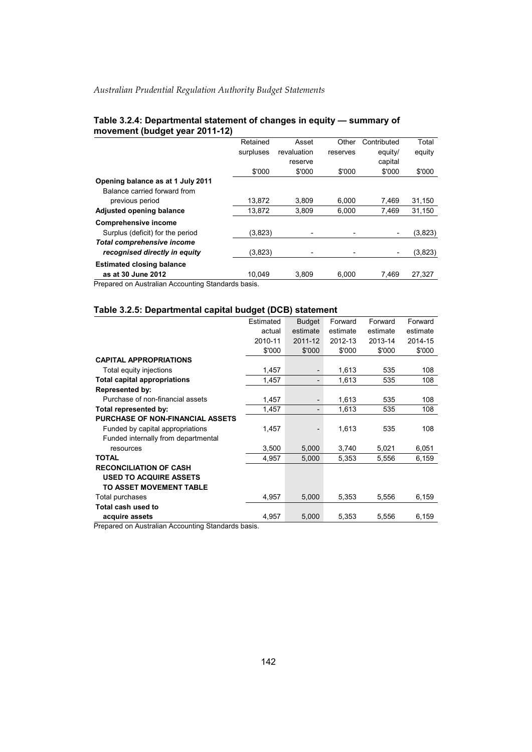### Table 3.2.4: Departmental statement of changes in equity — summary of movement (budget year 2011-12)

| | Retained surpluses | Asset revaluation reserve | Other reserves | Contributed equity/ capital | Total equity |
|---|---|---|---|---|---|
| | $'000 | $'000 | $'000 | $'000 | $'000 |
| **Opening balance as at 1 July 2011** | | | | | |
| Balance carried forward from previous period | 13,872 | 3,809 | 6,000 | 7,469 | 31,150 |
| **Adjusted opening balance** | 13,872 | 3,809 | 6,000 | 7,469 | 31,150 |
| **Comprehensive income** | | | | | |
| Surplus (deficit) for the period | (3,823) | - | - | - | (3,823) |
| ***Total comprehensive income recognised directly in equity*** | (3,823) | - | - | - | (3,823) |
| **Estimated closing balance as at 30 June 2012** | 10,049 | 3,809 | 6,000 | 7,469 | 27,327 |

Prepared on Australian Accounting Standards basis.

### Table 3.2.5: Departmental capital budget (DCB) statement

| | Estimated actual 2010-11 | Budget estimate 2011-12 | Forward estimate 2012-13 | Forward estimate 2013-14 | Forward estimate 2014-15 |
|---|---|---|---|---|---|
| | $'000 | $'000 | $'000 | $'000 | $'000 |
| **CAPITAL APPROPRIATIONS** | | | | | |
| Total equity injections | 1,457 | - | 1,613 | 535 | 108 |
| **Total capital appropriations** | 1,457 | - | 1,613 | 535 | 108 |
| **Represented by:** | | | | | |
| Purchase of non-financial assets | 1,457 | - | 1,613 | 535 | 108 |
| **Total represented by:** | 1,457 | - | 1,613 | 535 | 108 |
| **PURCHASE OF NON-FINANCIAL ASSETS** | | | | | |
| Funded by capital appropriations | 1,457 | - | 1,613 | 535 | 108 |
| Funded internally from departmental resources | 3,500 | 5,000 | 3,740 | 5,021 | 6,051 |
| **TOTAL** | 4,957 | 5,000 | 5,353 | 5,556 | 6,159 |
| **RECONCILIATION OF CASH USED TO ACQUIRE ASSETS TO ASSET MOVEMENT TABLE** | | | | | |
| Total purchases | 4,957 | 5,000 | 5,353 | 5,556 | 6,159 |
| **Total cash used to acquire assets** | 4,957 | 5,000 | 5,353 | 5,556 | 6,159 |

Prepared on Australian Accounting Standards basis.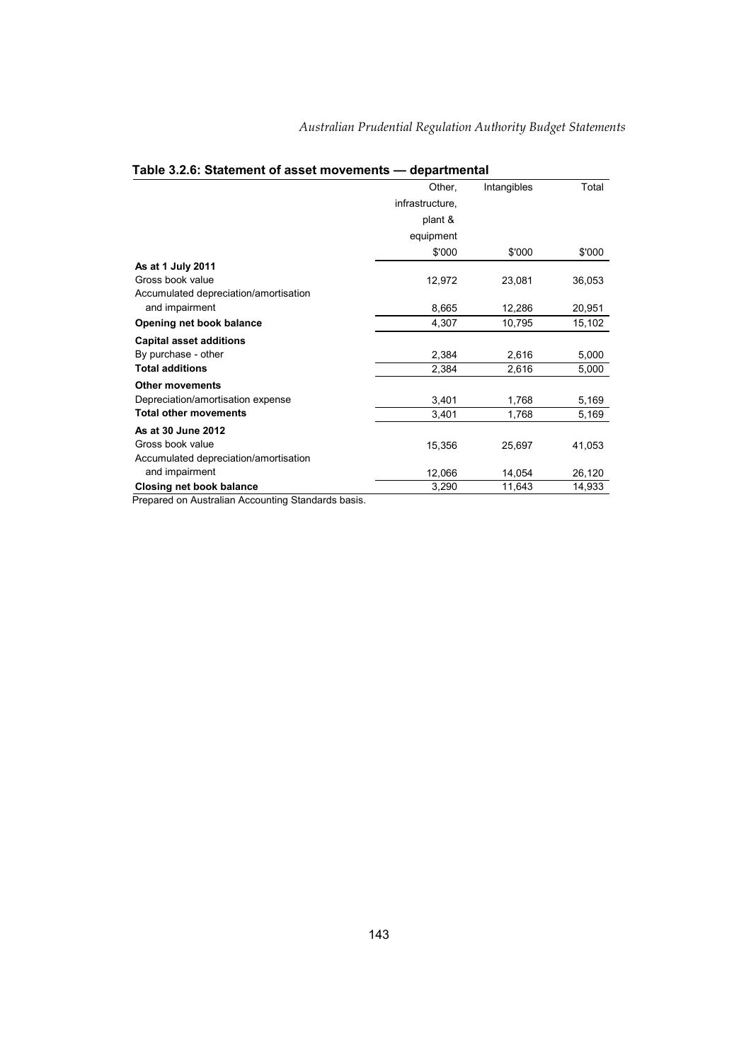**Table 3.2.6: Statement of asset movements — departmental**

| | Other, infrastructure, plant & equipment | Intangibles | Total |
|---|---|---|---|
| | $'000 | $'000 | $'000 |
| **As at 1 July 2011** | | | |
| Gross book value | 12,972 | 23,081 | 36,053 |
| Accumulated depreciation/amortisation and impairment | 8,665 | 12,286 | 20,951 |
| **Opening net book balance** | 4,307 | 10,795 | 15,102 |
| **Capital asset additions** | | | |
| By purchase - other | 2,384 | 2,616 | 5,000 |
| **Total additions** | 2,384 | 2,616 | 5,000 |
| **Other movements** | | | |
| Depreciation/amortisation expense | 3,401 | 1,768 | 5,169 |
| **Total other movements** | 3,401 | 1,768 | 5,169 |
| **As at 30 June 2012** | | | |
| Gross book value | 15,356 | 25,697 | 41,053 |
| Accumulated depreciation/amortisation and impairment | 12,066 | 14,054 | 26,120 |
| **Closing net book balance** | 3,290 | 11,643 | 14,933 |

Prepared on Australian Accounting Standards basis.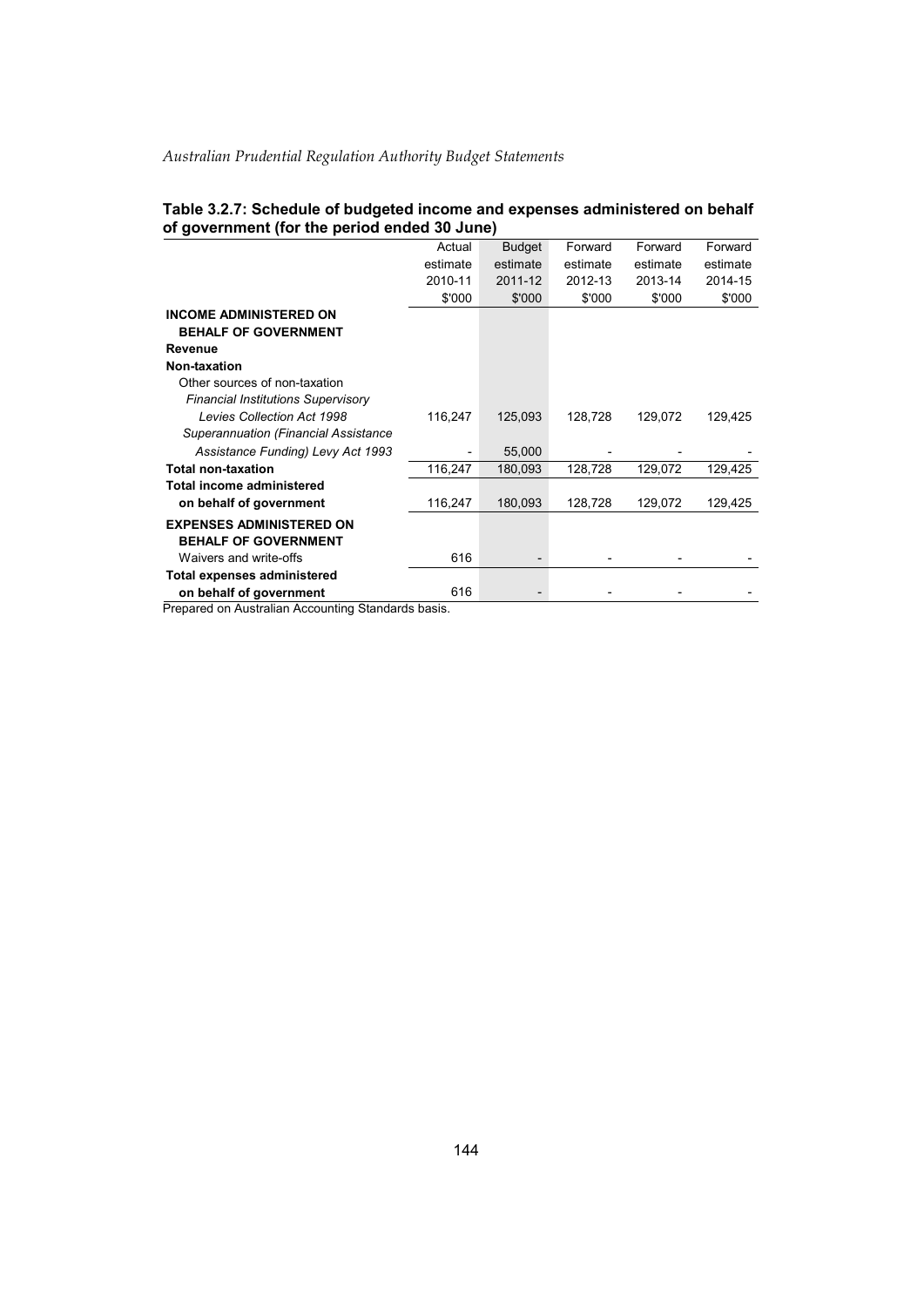**Table 3.2.7: Schedule of budgeted income and expenses administered on behalf of government (for the period ended 30 June)**

| | Actual estimate 2010-11 $'000 | Budget estimate 2011-12 $'000 | Forward estimate 2012-13 $'000 | Forward estimate 2013-14 $'000 | Forward estimate 2014-15 $'000 |
|---|---|---|---|---|---|
| **INCOME ADMINISTERED ON BEHALF OF GOVERNMENT** | | | | | |
| **Revenue** | | | | | |
| **Non-taxation** | | | | | |
| Other sources of non-taxation | | | | | |
| *Financial Institutions Supervisory Levies Collection Act 1998* | 116,247 | 125,093 | 128,728 | 129,072 | 129,425 |
| *Superannuation (Financial Assistance Assistance Funding) Levy Act 1993* | - | 55,000 | - | - | - |
| **Total non-taxation** | 116,247 | 180,093 | 128,728 | 129,072 | 129,425 |
| **Total income administered on behalf of government** | 116,247 | 180,093 | 128,728 | 129,072 | 129,425 |
| **EXPENSES ADMINISTERED ON BEHALF OF GOVERNMENT** | | | | | |
| Waivers and write-offs | 616 | - | - | - | - |
| **Total expenses administered on behalf of government** | 616 | - | - | - | - |

Prepared on Australian Accounting Standards basis.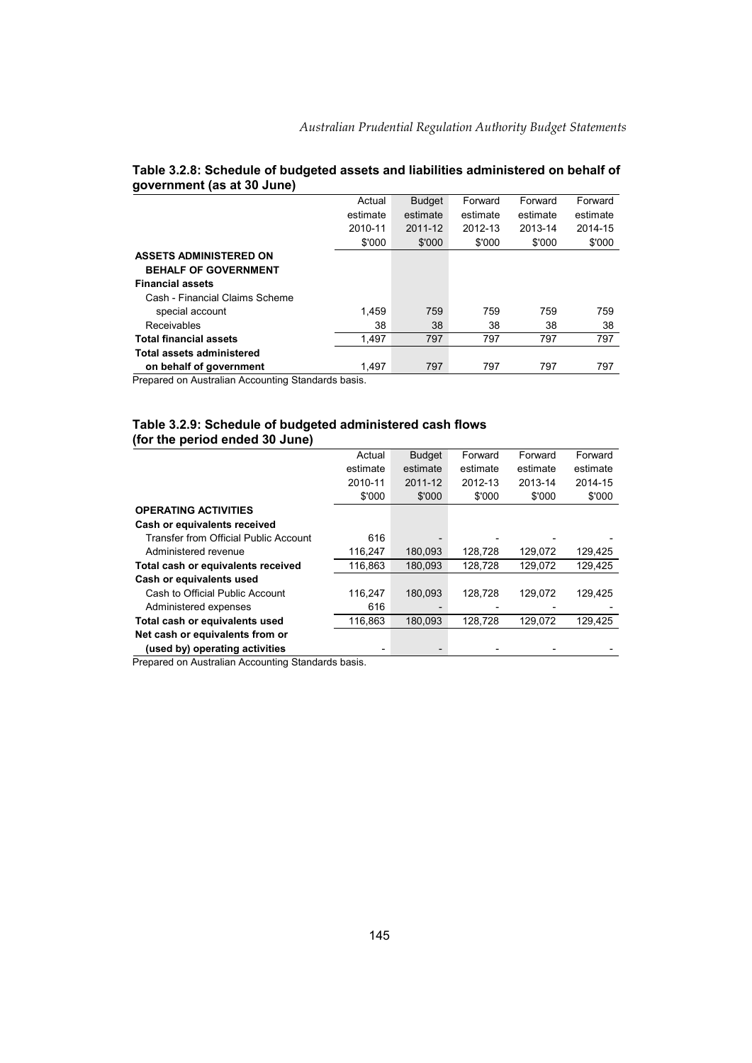**Table 3.2.8: Schedule of budgeted assets and liabilities administered on behalf of government (as at 30 June)**

| | Actual estimate 2010-11 $'000 | Budget estimate 2011-12 $'000 | Forward estimate 2012-13 $'000 | Forward estimate 2013-14 $'000 | Forward estimate 2014-15 $'000 |
|---|---|---|---|---|---|
| **ASSETS ADMINISTERED ON BEHALF OF GOVERNMENT** | | | | | |
| **Financial assets** | | | | | |
| Cash - Financial Claims Scheme special account | 1,459 | 759 | 759 | 759 | 759 |
| Receivables | 38 | 38 | 38 | 38 | 38 |
| **Total financial assets** | 1,497 | 797 | 797 | 797 | 797 |
| **Total assets administered on behalf of government** | 1,497 | 797 | 797 | 797 | 797 |

Prepared on Australian Accounting Standards basis.

**Table 3.2.9: Schedule of budgeted administered cash flows (for the period ended 30 June)**

| | Actual estimate 2010-11 $'000 | Budget estimate 2011-12 $'000 | Forward estimate 2012-13 $'000 | Forward estimate 2013-14 $'000 | Forward estimate 2014-15 $'000 |
|---|---|---|---|---|---|
| **OPERATING ACTIVITIES** | | | | | |
| **Cash or equivalents received** | | | | | |
| Transfer from Official Public Account | 616 | - | - | - | - |
| Administered revenue | 116,247 | 180,093 | 128,728 | 129,072 | 129,425 |
| **Total cash or equivalents received** | 116,863 | 180,093 | 128,728 | 129,072 | 129,425 |
| **Cash or equivalents used** | | | | | |
| Cash to Official Public Account | 116,247 | 180,093 | 128,728 | 129,072 | 129,425 |
| Administered expenses | 616 | - | - | - | - |
| **Total cash or equivalents used** | 116,863 | 180,093 | 128,728 | 129,072 | 129,425 |
| **Net cash or equivalents from or (used by) operating activities** | - | - | - | - | - |

Prepared on Australian Accounting Standards basis.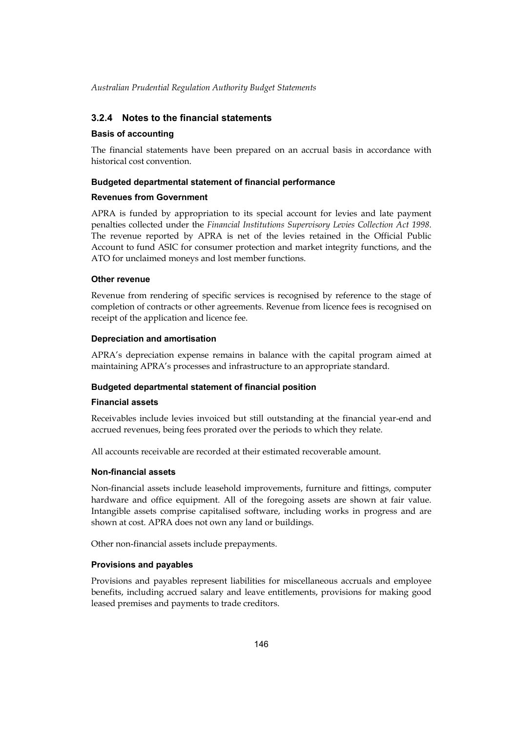### 3.2.4 Notes to the financial statements

#### Basis of accounting

The financial statements have been prepared on an accrual basis in accordance with historical cost convention.

#### Budgeted departmental statement of financial performance

#### Revenues from Government

APRA is funded by appropriation to its special account for levies and late payment penalties collected under the *Financial Institutions Supervisory Levies Collection Act 1998*. The revenue reported by APRA is net of the levies retained in the Official Public Account to fund ASIC for consumer protection and market integrity functions, and the ATO for unclaimed moneys and lost member functions.

#### Other revenue

Revenue from rendering of specific services is recognised by reference to the stage of completion of contracts or other agreements. Revenue from licence fees is recognised on receipt of the application and licence fee.

#### Depreciation and amortisation

APRA's depreciation expense remains in balance with the capital program aimed at maintaining APRA's processes and infrastructure to an appropriate standard.

#### Budgeted departmental statement of financial position

#### Financial assets

Receivables include levies invoiced but still outstanding at the financial year-end and accrued revenues, being fees prorated over the periods to which they relate.

All accounts receivable are recorded at their estimated recoverable amount.

#### Non-financial assets

Non-financial assets include leasehold improvements, furniture and fittings, computer hardware and office equipment. All of the foregoing assets are shown at fair value. Intangible assets comprise capitalised software, including works in progress and are shown at cost. APRA does not own any land or buildings.

Other non-financial assets include prepayments.

#### Provisions and payables

Provisions and payables represent liabilities for miscellaneous accruals and employee benefits, including accrued salary and leave entitlements, provisions for making good leased premises and payments to trade creditors.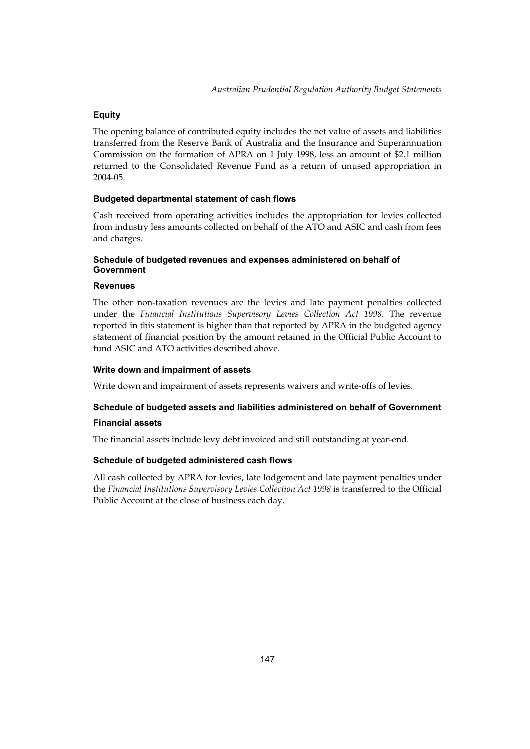#### Equity

The opening balance of contributed equity includes the net value of assets and liabilities transferred from the Reserve Bank of Australia and the Insurance and Superannuation Commission on the formation of APRA on 1 July 1998, less an amount of $2.1 million returned to the Consolidated Revenue Fund as a return of unused appropriation in 2004-05.

#### Budgeted departmental statement of cash flows

Cash received from operating activities includes the appropriation for levies collected from industry less amounts collected on behalf of the ATO and ASIC and cash from fees and charges.

#### Schedule of budgeted revenues and expenses administered on behalf of Government

#### Revenues

The other non-taxation revenues are the levies and late payment penalties collected under the *Financial Institutions Supervisory Levies Collection Act 1998*. The revenue reported in this statement is higher than that reported by APRA in the budgeted agency statement of financial position by the amount retained in the Official Public Account to fund ASIC and ATO activities described above.

#### Write down and impairment of assets

Write down and impairment of assets represents waivers and write-offs of levies.

#### Schedule of budgeted assets and liabilities administered on behalf of Government

#### Financial assets

The financial assets include levy debt invoiced and still outstanding at year-end.

#### Schedule of budgeted administered cash flows

All cash collected by APRA for levies, late lodgement and late payment penalties under the *Financial Institutions Supervisory Levies Collection Act 1998* is transferred to the Official Public Account at the close of business each day.